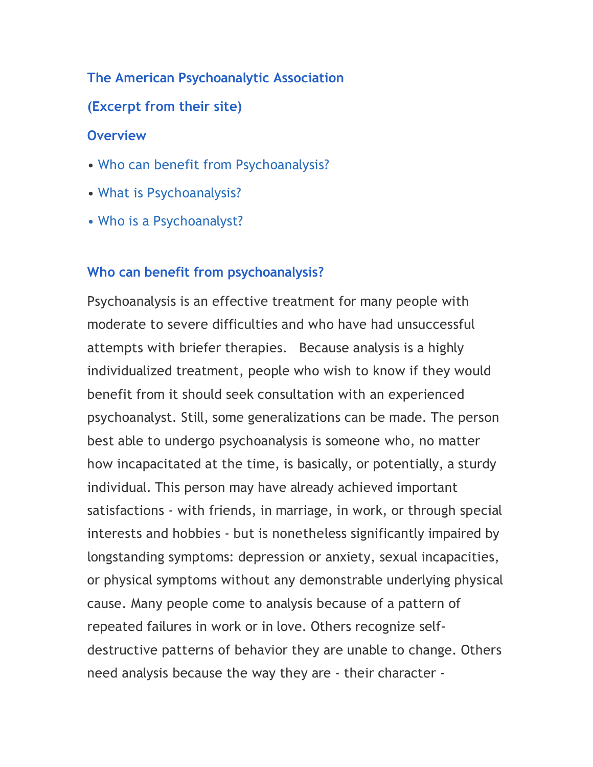**The American Psychoanalytic Association**

**(Excerpt from their site)**

**Overview**

- Who can benefit from Psychoanalysis?
- What is Psychoanalysis?
- Who is a Psychoanalyst?

## Who can benefit from psychoanalysis?

Psychoanalysis is an effective treatment for many people with moderate to severe difficulties and who have had unsuccessful attempts with briefer therapies. Because analysis is a highly individualized treatment, people who wish to know if they would benefit from it should seek consultation with an experienced psychoanalyst. Still, some generalizations can be made. The person best able to undergo psychoanalysis is someone who, no matter how incapacitated at the time, is basically, or potentially, a sturdy individual. This person may have already achieved important satisfactions - with friends, in marriage, in work, or through special interests and hobbies - but is nonetheless significantly impaired by longstanding symptoms: depression or anxiety, sexual incapacities, or physical symptoms without any demonstrable underlying physical cause. Many people come to analysis because of a pattern of repeated failures in work or in love. Others recognize self-destructive patterns of behavior they are unable to change. Others need analysis because the way they are - their character -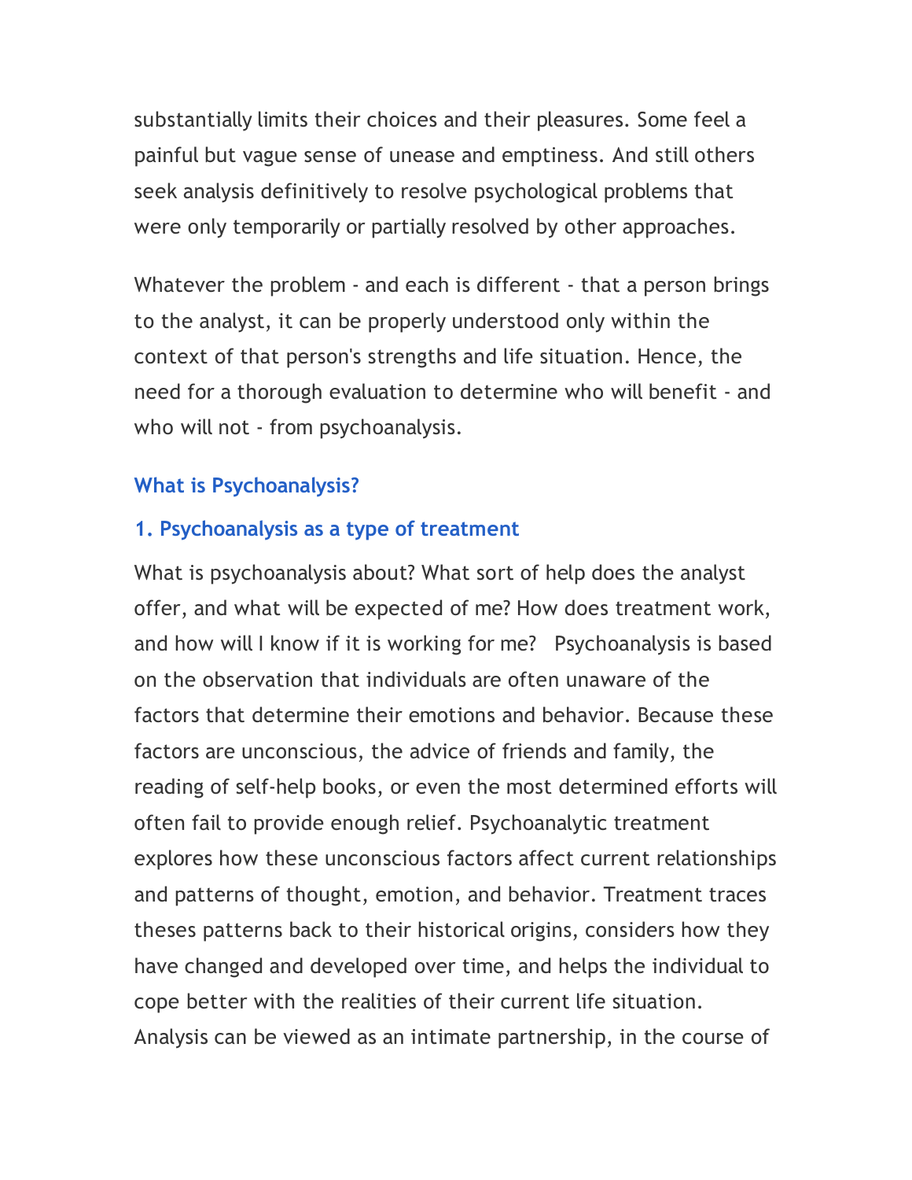substantially limits their choices and their pleasures. Some feel a painful but vague sense of unease and emptiness. And still others seek analysis definitively to resolve psychological problems that were only temporarily or partially resolved by other approaches.

Whatever the problem - and each is different - that a person brings to the analyst, it can be properly understood only within the context of that person's strengths and life situation. Hence, the need for a thorough evaluation to determine who will benefit - and who will not - from psychoanalysis.

## What is Psychoanalysis?

### 1. Psychoanalysis as a type of treatment

What is psychoanalysis about? What sort of help does the analyst offer, and what will be expected of me? How does treatment work, and how will I know if it is working for me? Psychoanalysis is based on the observation that individuals are often unaware of the factors that determine their emotions and behavior. Because these factors are unconscious, the advice of friends and family, the reading of self-help books, or even the most determined efforts will often fail to provide enough relief. Psychoanalytic treatment explores how these unconscious factors affect current relationships and patterns of thought, emotion, and behavior. Treatment traces theses patterns back to their historical origins, considers how they have changed and developed over time, and helps the individual to cope better with the realities of their current life situation. Analysis can be viewed as an intimate partnership, in the course of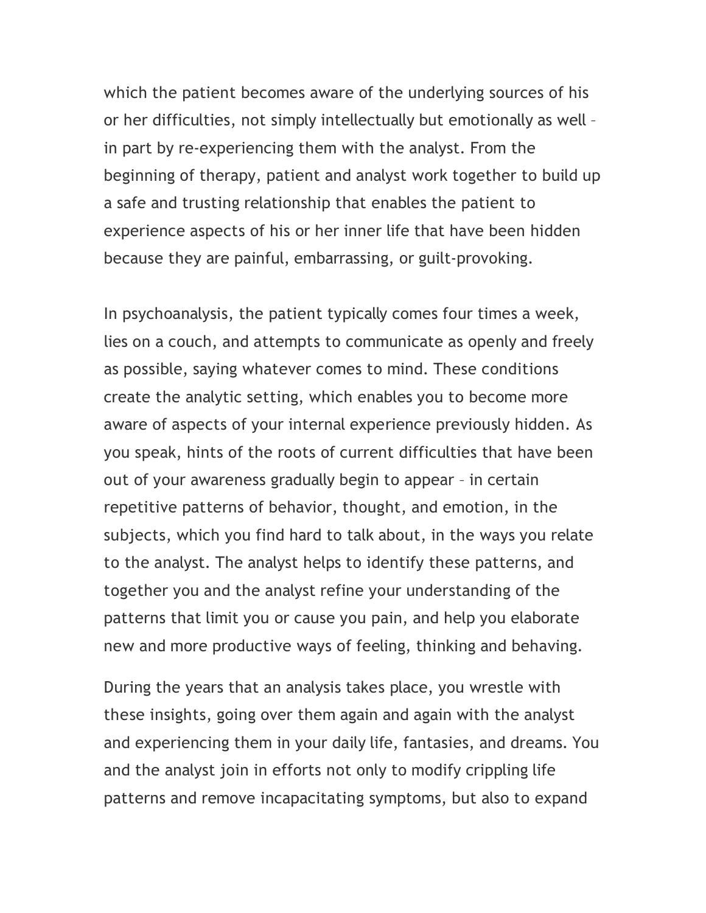which the patient becomes aware of the underlying sources of his or her difficulties, not simply intellectually but emotionally as well – in part by re-experiencing them with the analyst. From the beginning of therapy, patient and analyst work together to build up a safe and trusting relationship that enables the patient to experience aspects of his or her inner life that have been hidden because they are painful, embarrassing, or guilt-provoking.

In psychoanalysis, the patient typically comes four times a week, lies on a couch, and attempts to communicate as openly and freely as possible, saying whatever comes to mind. These conditions create the analytic setting, which enables you to become more aware of aspects of your internal experience previously hidden. As you speak, hints of the roots of current difficulties that have been out of your awareness gradually begin to appear – in certain repetitive patterns of behavior, thought, and emotion, in the subjects, which you find hard to talk about, in the ways you relate to the analyst. The analyst helps to identify these patterns, and together you and the analyst refine your understanding of the patterns that limit you or cause you pain, and help you elaborate new and more productive ways of feeling, thinking and behaving.

During the years that an analysis takes place, you wrestle with these insights, going over them again and again with the analyst and experiencing them in your daily life, fantasies, and dreams. You and the analyst join in efforts not only to modify crippling life patterns and remove incapacitating symptoms, but also to expand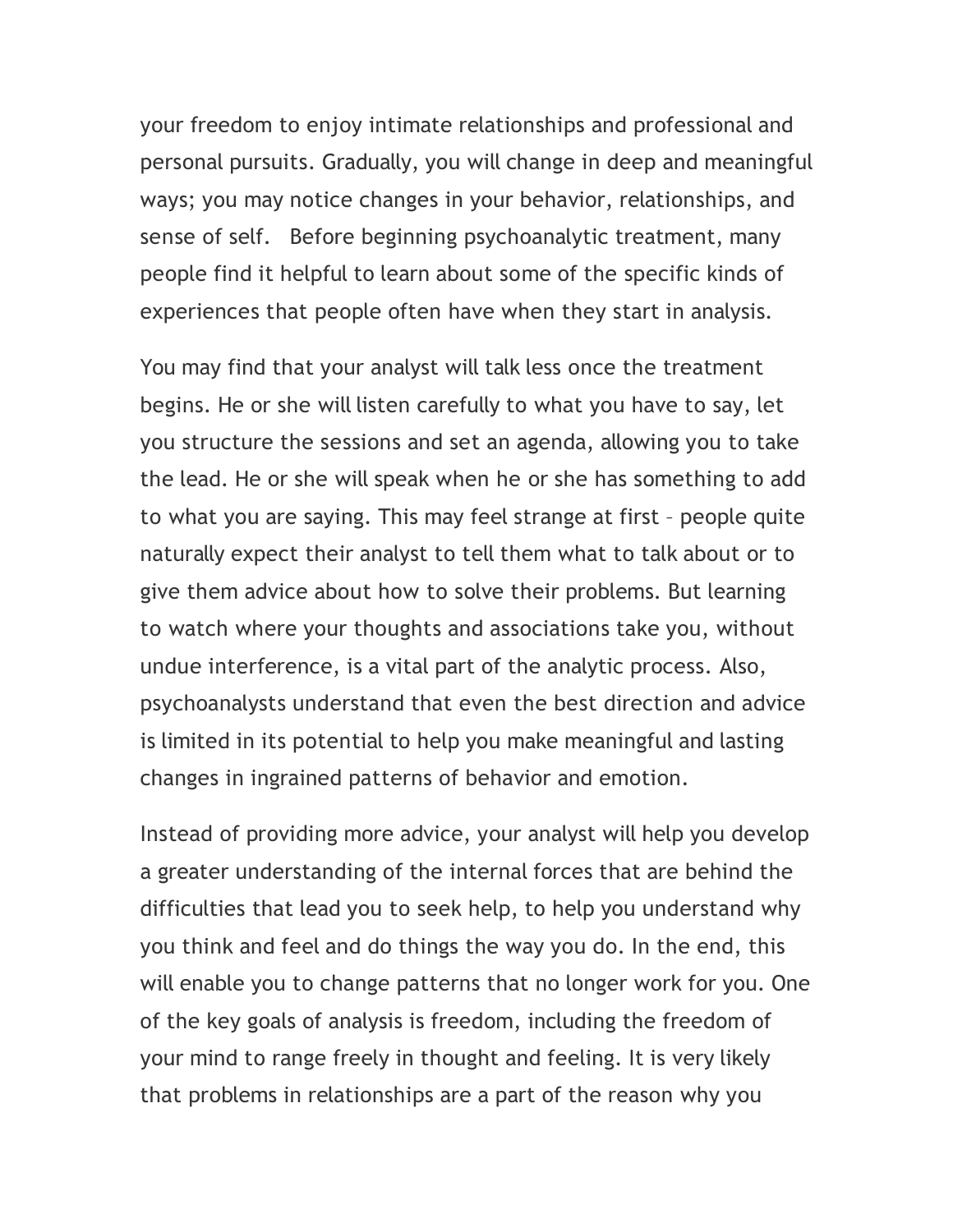your freedom to enjoy intimate relationships and professional and personal pursuits. Gradually, you will change in deep and meaningful ways; you may notice changes in your behavior, relationships, and sense of self. Before beginning psychoanalytic treatment, many people find it helpful to learn about some of the specific kinds of experiences that people often have when they start in analysis.

You may find that your analyst will talk less once the treatment begins. He or she will listen carefully to what you have to say, let you structure the sessions and set an agenda, allowing you to take the lead. He or she will speak when he or she has something to add to what you are saying. This may feel strange at first – people quite naturally expect their analyst to tell them what to talk about or to give them advice about how to solve their problems. But learning to watch where your thoughts and associations take you, without undue interference, is a vital part of the analytic process. Also, psychoanalysts understand that even the best direction and advice is limited in its potential to help you make meaningful and lasting changes in ingrained patterns of behavior and emotion.

Instead of providing more advice, your analyst will help you develop a greater understanding of the internal forces that are behind the difficulties that lead you to seek help, to help you understand why you think and feel and do things the way you do. In the end, this will enable you to change patterns that no longer work for you. One of the key goals of analysis is freedom, including the freedom of your mind to range freely in thought and feeling. It is very likely that problems in relationships are a part of the reason why you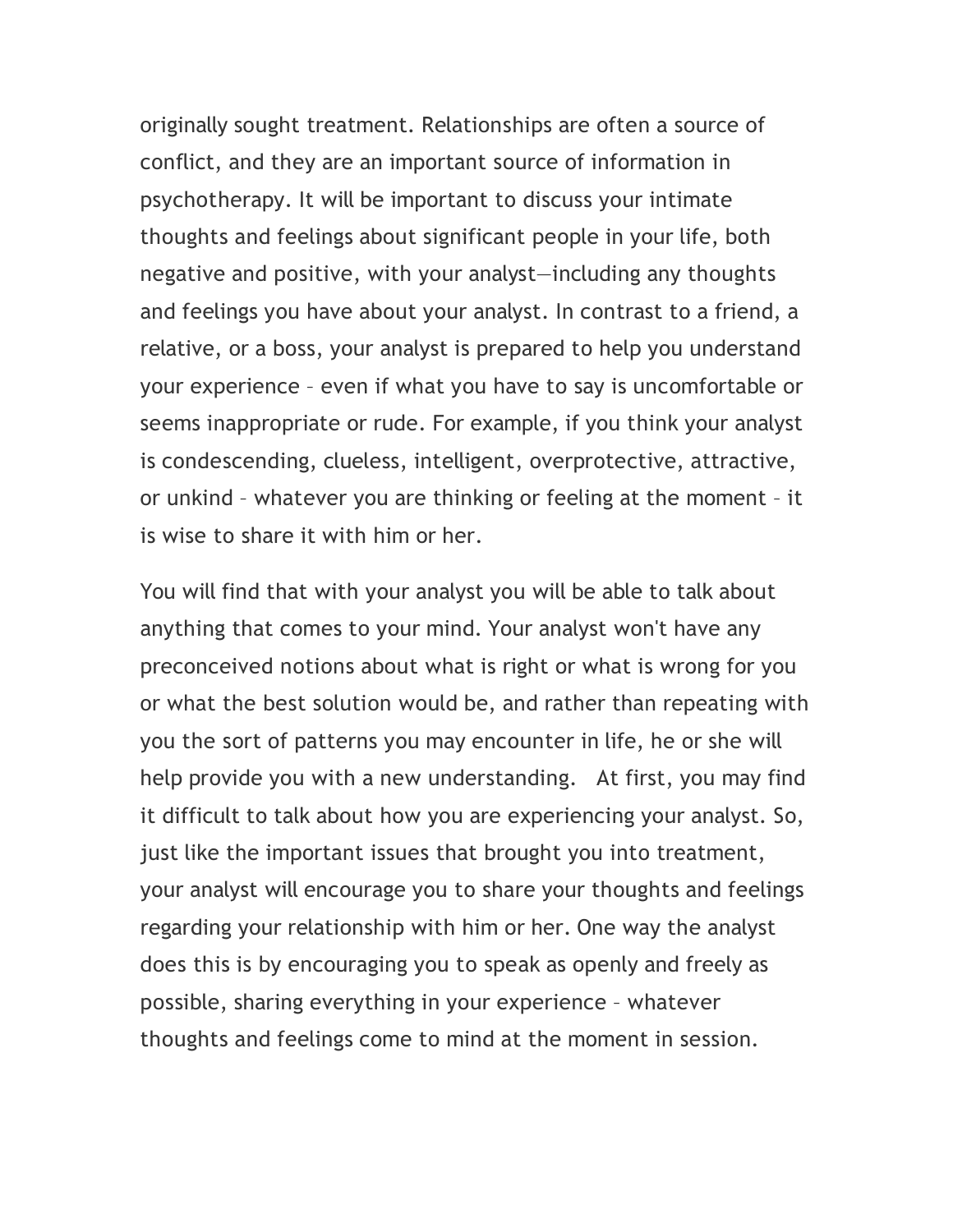originally sought treatment. Relationships are often a source of conflict, and they are an important source of information in psychotherapy. It will be important to discuss your intimate thoughts and feelings about significant people in your life, both negative and positive, with your analyst—including any thoughts and feelings you have about your analyst. In contrast to a friend, a relative, or a boss, your analyst is prepared to help you understand your experience – even if what you have to say is uncomfortable or seems inappropriate or rude. For example, if you think your analyst is condescending, clueless, intelligent, overprotective, attractive, or unkind – whatever you are thinking or feeling at the moment – it is wise to share it with him or her.

You will find that with your analyst you will be able to talk about anything that comes to your mind. Your analyst won't have any preconceived notions about what is right or what is wrong for you or what the best solution would be, and rather than repeating with you the sort of patterns you may encounter in life, he or she will help provide you with a new understanding. At first, you may find it difficult to talk about how you are experiencing your analyst. So, just like the important issues that brought you into treatment, your analyst will encourage you to share your thoughts and feelings regarding your relationship with him or her. One way the analyst does this is by encouraging you to speak as openly and freely as possible, sharing everything in your experience – whatever thoughts and feelings come to mind at the moment in session.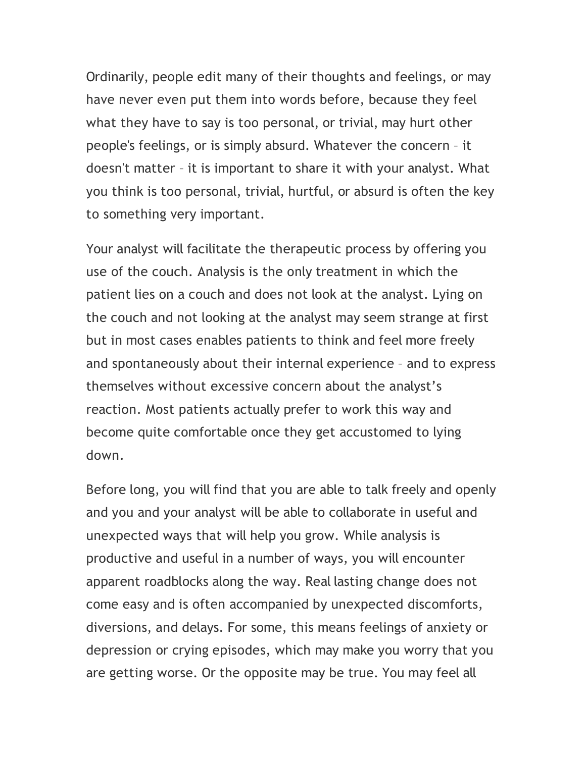Ordinarily, people edit many of their thoughts and feelings, or may have never even put them into words before, because they feel what they have to say is too personal, or trivial, may hurt other people's feelings, or is simply absurd. Whatever the concern – it doesn't matter – it is important to share it with your analyst. What you think is too personal, trivial, hurtful, or absurd is often the key to something very important.

Your analyst will facilitate the therapeutic process by offering you use of the couch. Analysis is the only treatment in which the patient lies on a couch and does not look at the analyst. Lying on the couch and not looking at the analyst may seem strange at first but in most cases enables patients to think and feel more freely and spontaneously about their internal experience – and to express themselves without excessive concern about the analyst's reaction. Most patients actually prefer to work this way and become quite comfortable once they get accustomed to lying down.

Before long, you will find that you are able to talk freely and openly and you and your analyst will be able to collaborate in useful and unexpected ways that will help you grow. While analysis is productive and useful in a number of ways, you will encounter apparent roadblocks along the way. Real lasting change does not come easy and is often accompanied by unexpected discomforts, diversions, and delays. For some, this means feelings of anxiety or depression or crying episodes, which may make you worry that you are getting worse. Or the opposite may be true. You may feel all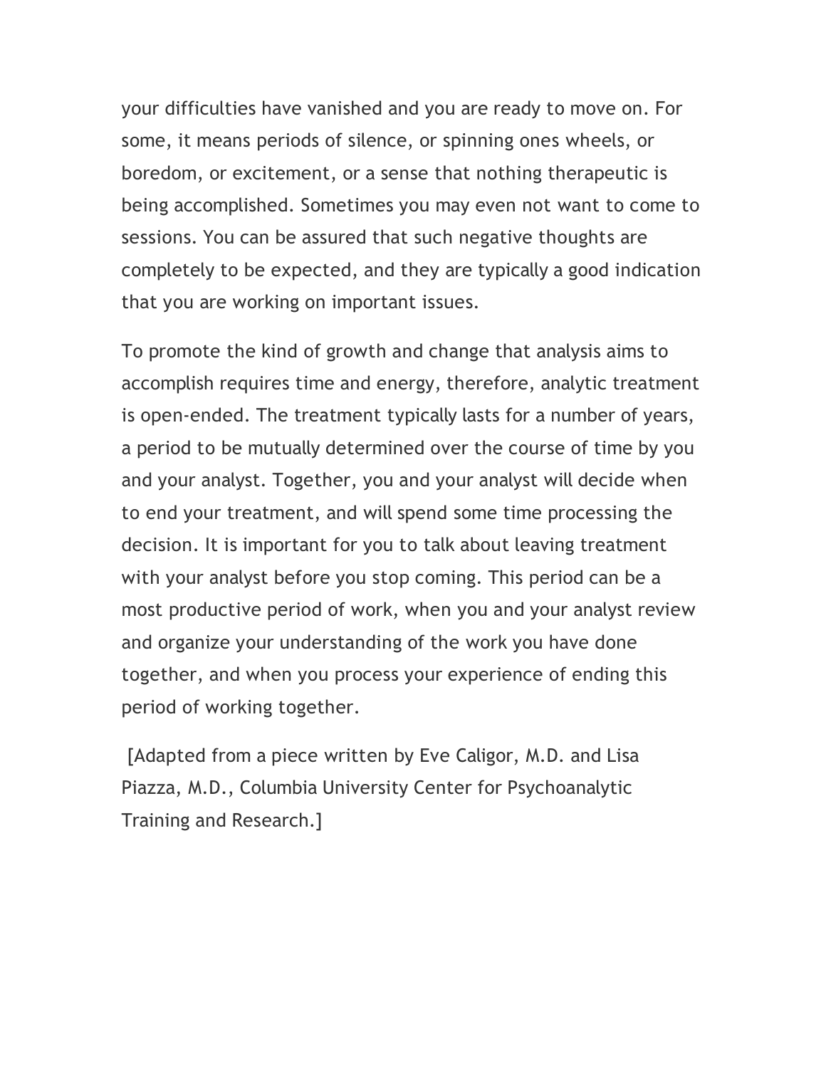your difficulties have vanished and you are ready to move on. For some, it means periods of silence, or spinning ones wheels, or boredom, or excitement, or a sense that nothing therapeutic is being accomplished. Sometimes you may even not want to come to sessions. You can be assured that such negative thoughts are completely to be expected, and they are typically a good indication that you are working on important issues.

To promote the kind of growth and change that analysis aims to accomplish requires time and energy, therefore, analytic treatment is open-ended. The treatment typically lasts for a number of years, a period to be mutually determined over the course of time by you and your analyst. Together, you and your analyst will decide when to end your treatment, and will spend some time processing the decision. It is important for you to talk about leaving treatment with your analyst before you stop coming. This period can be a most productive period of work, when you and your analyst review and organize your understanding of the work you have done together, and when you process your experience of ending this period of working together.

[Adapted from a piece written by Eve Caligor, M.D. and Lisa Piazza, M.D., Columbia University Center for Psychoanalytic Training and Research.]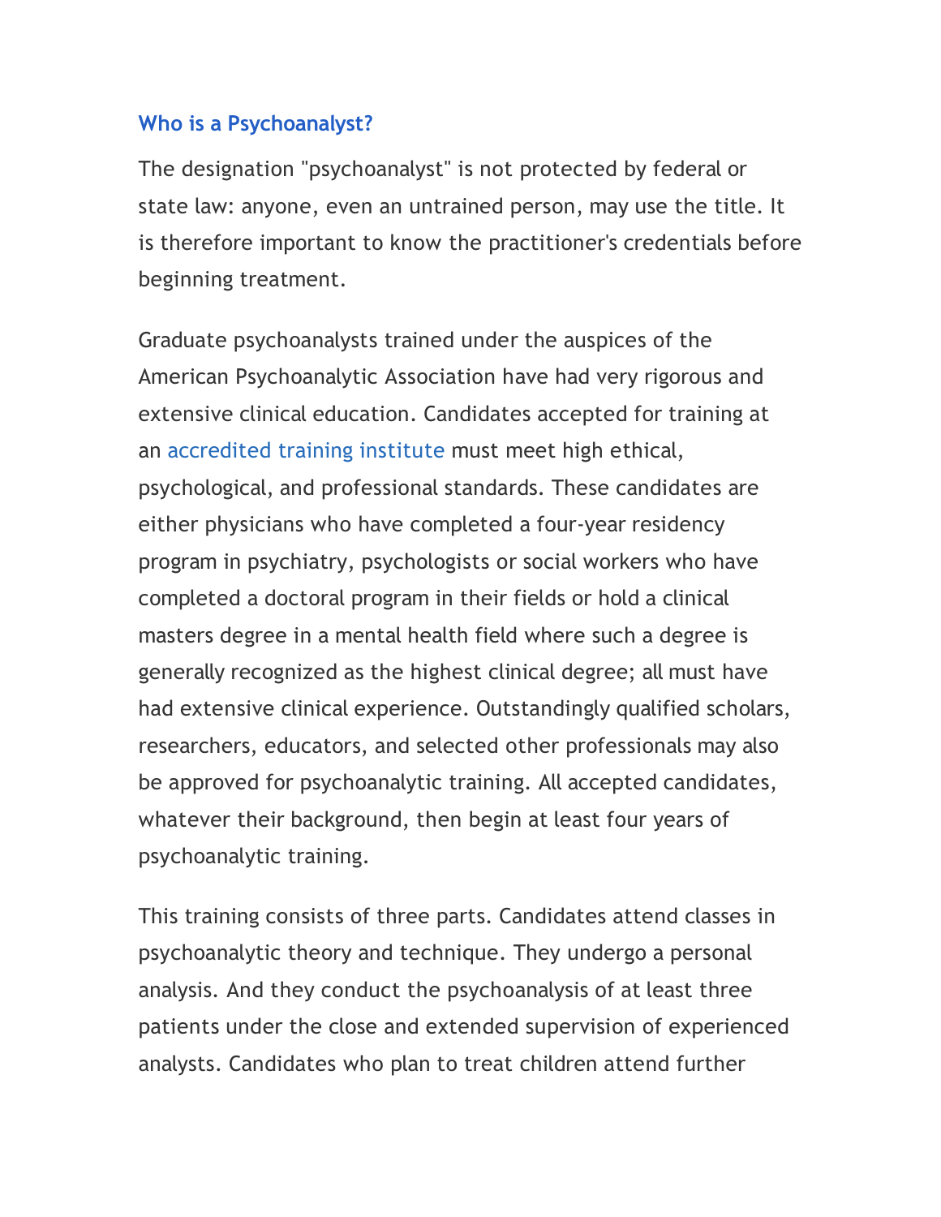## Who is a Psychoanalyst?

The designation "psychoanalyst" is not protected by federal or state law: anyone, even an untrained person, may use the title. It is therefore important to know the practitioner's credentials before beginning treatment.

Graduate psychoanalysts trained under the auspices of the American Psychoanalytic Association have had very rigorous and extensive clinical education. Candidates accepted for training at an accredited training institute must meet high ethical, psychological, and professional standards. These candidates are either physicians who have completed a four-year residency program in psychiatry, psychologists or social workers who have completed a doctoral program in their fields or hold a clinical masters degree in a mental health field where such a degree is generally recognized as the highest clinical degree; all must have had extensive clinical experience. Outstandingly qualified scholars, researchers, educators, and selected other professionals may also be approved for psychoanalytic training. All accepted candidates, whatever their background, then begin at least four years of psychoanalytic training.

This training consists of three parts. Candidates attend classes in psychoanalytic theory and technique. They undergo a personal analysis. And they conduct the psychoanalysis of at least three patients under the close and extended supervision of experienced analysts. Candidates who plan to treat children attend further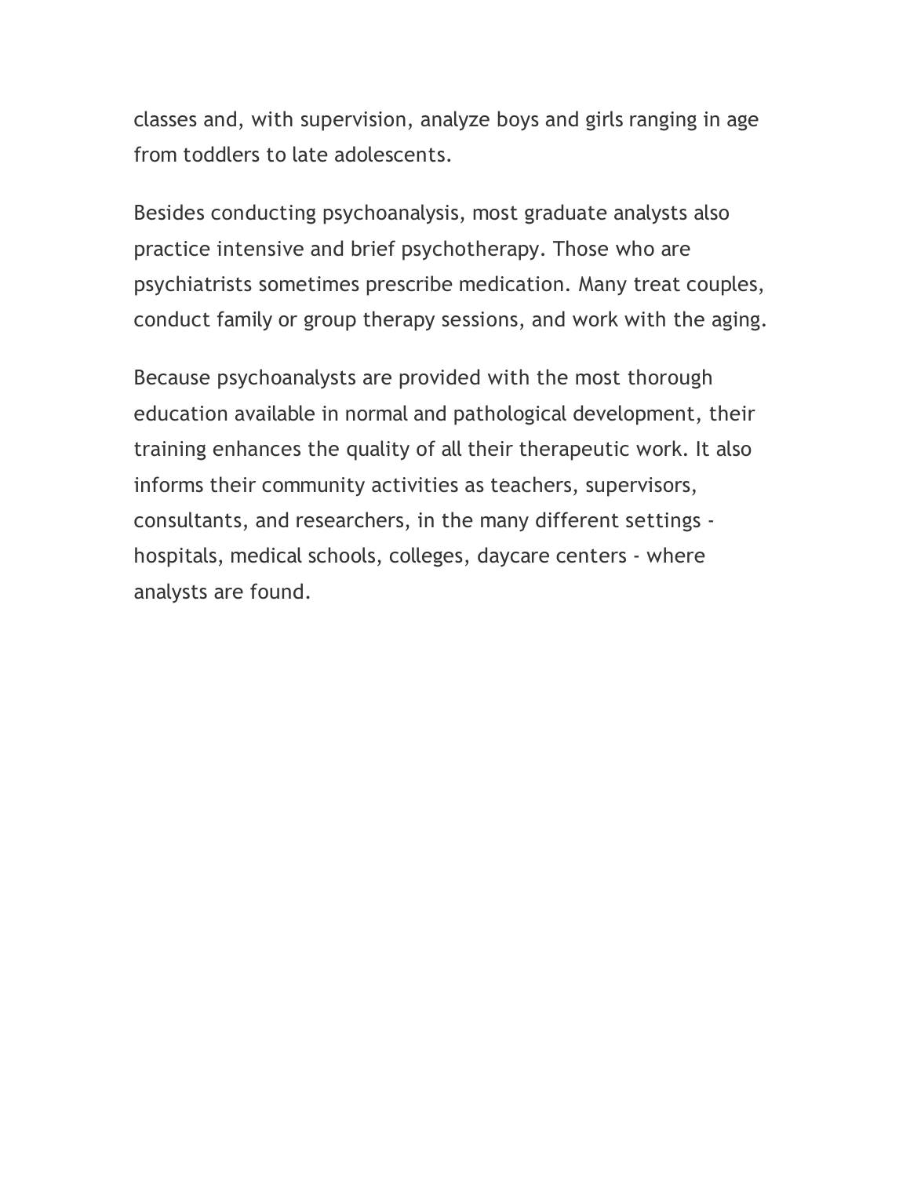classes and, with supervision, analyze boys and girls ranging in age from toddlers to late adolescents.

Besides conducting psychoanalysis, most graduate analysts also practice intensive and brief psychotherapy. Those who are psychiatrists sometimes prescribe medication. Many treat couples, conduct family or group therapy sessions, and work with the aging.

Because psychoanalysts are provided with the most thorough education available in normal and pathological development, their training enhances the quality of all their therapeutic work. It also informs their community activities as teachers, supervisors, consultants, and researchers, in the many different settings - hospitals, medical schools, colleges, daycare centers - where analysts are found.